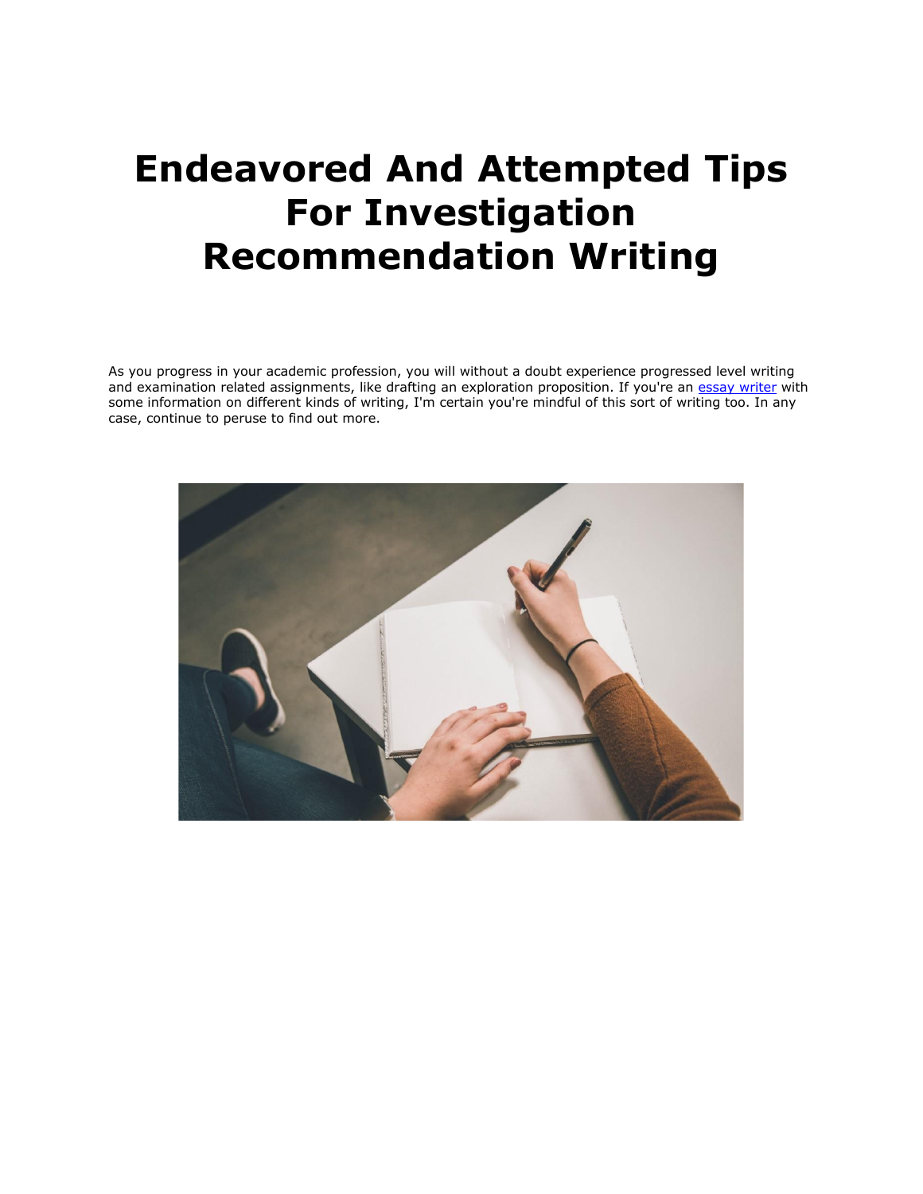# Endeavored And Attempted Tips For Investigation Recommendation Writing

As you progress in your academic profession, you will without a doubt experience progressed level writing and examination related assignments, like drafting an exploration proposition. If you're an [essay writer]() with some information on different kinds of writing, I'm certain you're mindful of this sort of writing too. In any case, continue to peruse to find out more.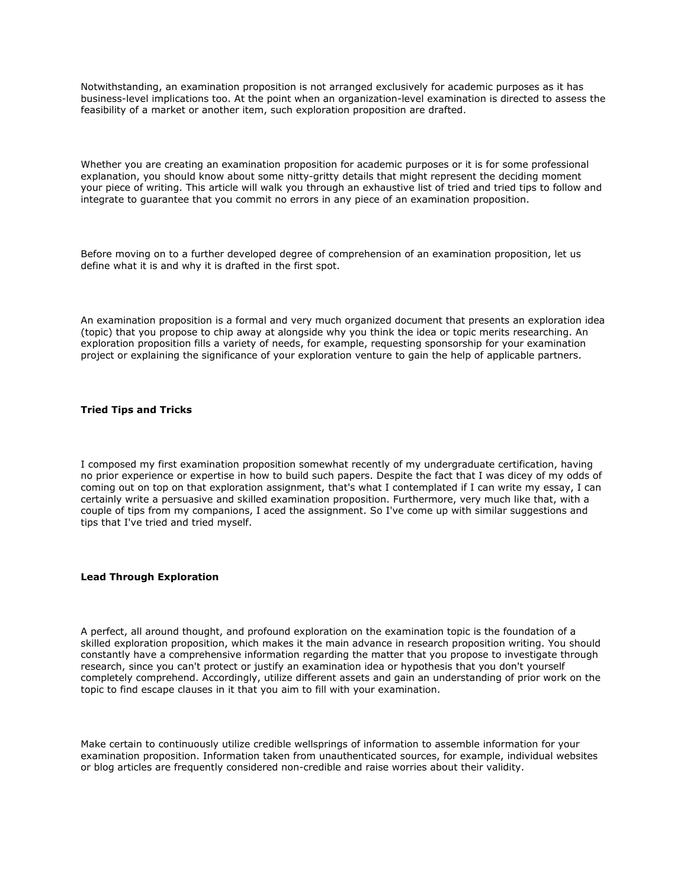Notwithstanding, an examination proposition is not arranged exclusively for academic purposes as it has business-level implications too. At the point when an organization-level examination is directed to assess the feasibility of a market or another item, such exploration proposition are drafted.

Whether you are creating an examination proposition for academic purposes or it is for some professional explanation, you should know about some nitty-gritty details that might represent the deciding moment your piece of writing. This article will walk you through an exhaustive list of tried and tried tips to follow and integrate to guarantee that you commit no errors in any piece of an examination proposition.

Before moving on to a further developed degree of comprehension of an examination proposition, let us define what it is and why it is drafted in the first spot.

An examination proposition is a formal and very much organized document that presents an exploration idea (topic) that you propose to chip away at alongside why you think the idea or topic merits researching. An exploration proposition fills a variety of needs, for example, requesting sponsorship for your examination project or explaining the significance of your exploration venture to gain the help of applicable partners.

**Tried Tips and Tricks**

I composed my first examination proposition somewhat recently of my undergraduate certification, having no prior experience or expertise in how to build such papers. Despite the fact that I was dicey of my odds of coming out on top on that exploration assignment, that's what I contemplated if I can write my essay, I can certainly write a persuasive and skilled examination proposition. Furthermore, very much like that, with a couple of tips from my companions, I aced the assignment. So I've come up with similar suggestions and tips that I've tried and tried myself.

**Lead Through Exploration**

A perfect, all around thought, and profound exploration on the examination topic is the foundation of a skilled exploration proposition, which makes it the main advance in research proposition writing. You should constantly have a comprehensive information regarding the matter that you propose to investigate through research, since you can't protect or justify an examination idea or hypothesis that you don't yourself completely comprehend. Accordingly, utilize different assets and gain an understanding of prior work on the topic to find escape clauses in it that you aim to fill with your examination.

Make certain to continuously utilize credible wellsprings of information to assemble information for your examination proposition. Information taken from unauthenticated sources, for example, individual websites or blog articles are frequently considered non-credible and raise worries about their validity.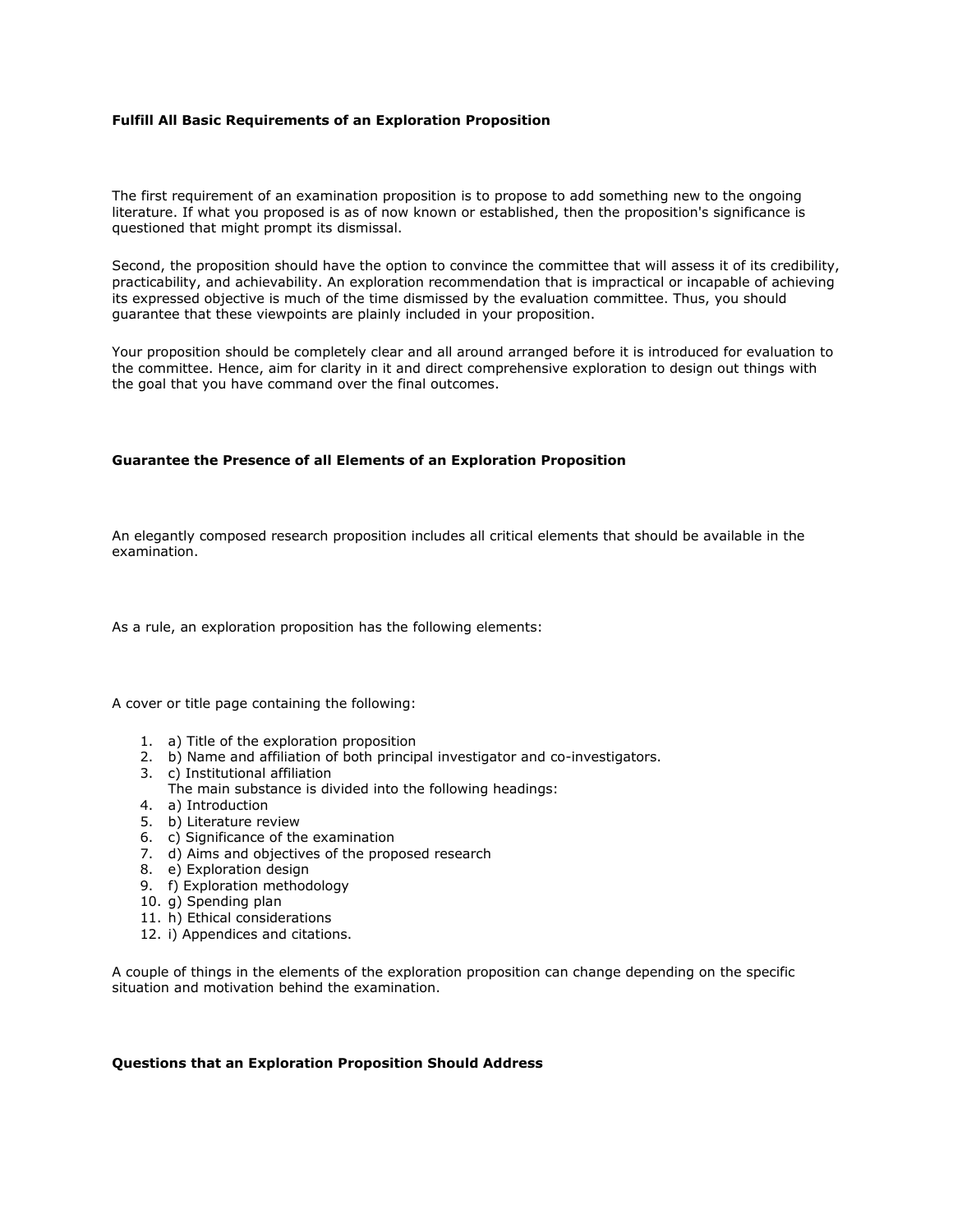**Fulfill All Basic Requirements of an Exploration Proposition**

The first requirement of an examination proposition is to propose to add something new to the ongoing literature. If what you proposed is as of now known or established, then the proposition's significance is questioned that might prompt its dismissal.

Second, the proposition should have the option to convince the committee that will assess it of its credibility, practicability, and achievability. An exploration recommendation that is impractical or incapable of achieving its expressed objective is much of the time dismissed by the evaluation committee. Thus, you should guarantee that these viewpoints are plainly included in your proposition.

Your proposition should be completely clear and all around arranged before it is introduced for evaluation to the committee. Hence, aim for clarity in it and direct comprehensive exploration to design out things with the goal that you have command over the final outcomes.

**Guarantee the Presence of all Elements of an Exploration Proposition**

An elegantly composed research proposition includes all critical elements that should be available in the examination.

As a rule, an exploration proposition has the following elements:

A cover or title page containing the following:

1. a) Title of the exploration proposition
2. b) Name and affiliation of both principal investigator and co-investigators.
3. c) Institutional affiliation
   The main substance is divided into the following headings:
4. a) Introduction
5. b) Literature review
6. c) Significance of the examination
7. d) Aims and objectives of the proposed research
8. e) Exploration design
9. f) Exploration methodology
10. g) Spending plan
11. h) Ethical considerations
12. i) Appendices and citations.

A couple of things in the elements of the exploration proposition can change depending on the specific situation and motivation behind the examination.

**Questions that an Exploration Proposition Should Address**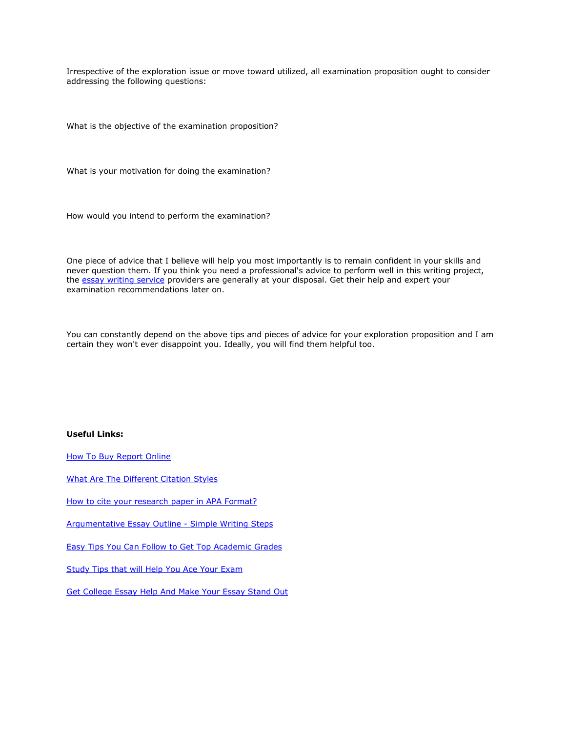Irrespective of the exploration issue or move toward utilized, all examination proposition ought to consider addressing the following questions:

What is the objective of the examination proposition?

What is your motivation for doing the examination?

How would you intend to perform the examination?

One piece of advice that I believe will help you most importantly is to remain confident in your skills and never question them. If you think you need a professional's advice to perform well in this writing project, the essay writing service providers are generally at your disposal. Get their help and expert your examination recommendations later on.

You can constantly depend on the above tips and pieces of advice for your exploration proposition and I am certain they won't ever disappoint you. Ideally, you will find them helpful too.

**Useful Links:**

How To Buy Report Online

What Are The Different Citation Styles

How to cite your research paper in APA Format?

Argumentative Essay Outline - Simple Writing Steps

Easy Tips You Can Follow to Get Top Academic Grades

Study Tips that will Help You Ace Your Exam

Get College Essay Help And Make Your Essay Stand Out